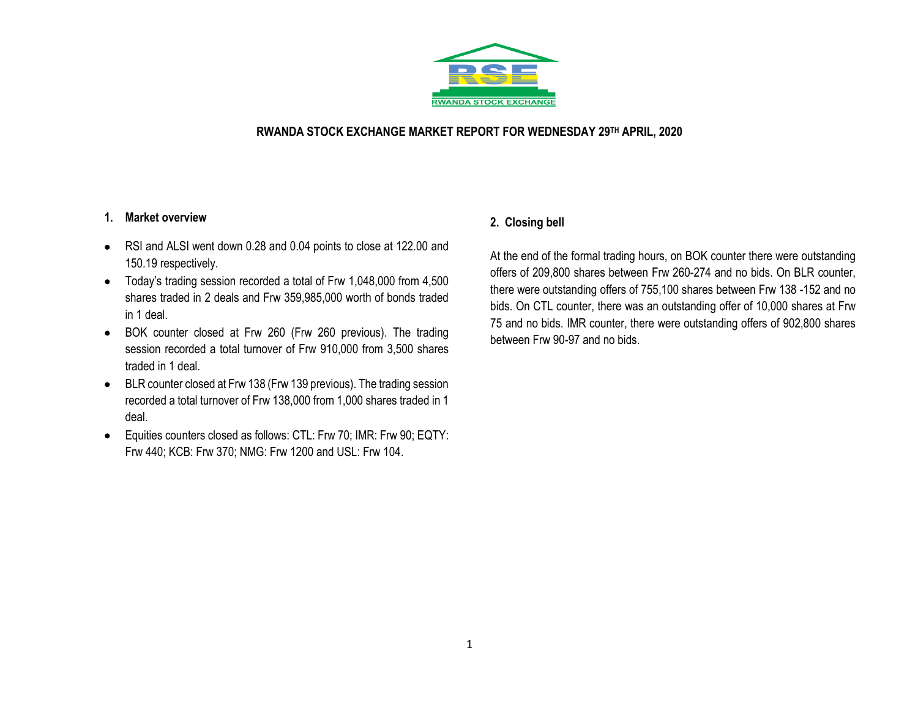# RWANDA STOCK EXCHANGE MARKET REPORT FOR WEDNESDAY 29TH APRIL, 2020

## 1. Market overview

- RSI and ALSI went down 0.28 and 0.04 points to close at 122.00 and 150.19 respectively.
- Today's trading session recorded a total of Frw 1,048,000 from 4,500 shares traded in 2 deals and Frw 359,985,000 worth of bonds traded in 1 deal.
- BOK counter closed at Frw 260 (Frw 260 previous). The trading session recorded a total turnover of Frw 910,000 from 3,500 shares traded in 1 deal.
- BLR counter closed at Frw 138 (Frw 139 previous). The trading session recorded a total turnover of Frw 138,000 from 1,000 shares traded in 1 deal.
- Equities counters closed as follows: CTL: Frw 70; IMR: Frw 90; EQTY: Frw 440; KCB: Frw 370; NMG: Frw 1200 and USL: Frw 104.

## 2. Closing bell

At the end of the formal trading hours, on BOK counter there were outstanding offers of 209,800 shares between Frw 260-274 and no bids. On BLR counter, there were outstanding offers of 755,100 shares between Frw 138 -152 and no bids. On CTL counter, there was an outstanding offer of 10,000 shares at Frw 75 and no bids. IMR counter, there were outstanding offers of 902,800 shares between Frw 90-97 and no bids.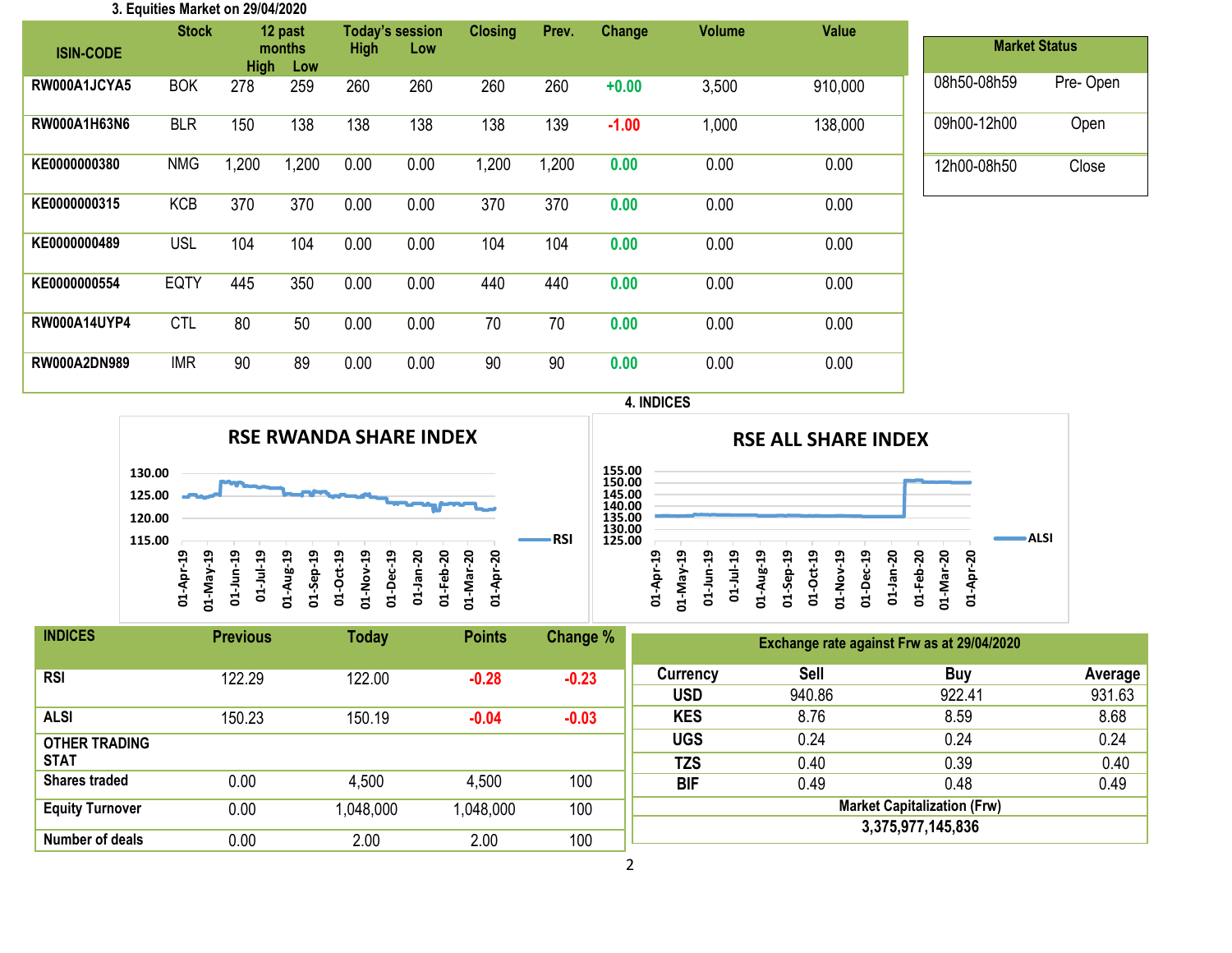## 3. Equities Market on 29/04/2020

| ISIN-CODE | Stock | 12 past months High | 12 past months Low | Today's session High | Today's session Low | Closing | Prev. | Change | Volume | Value |
|---|---|---|---|---|---|---|---|---|---|---|
| RW000A1JCYA5 | BOK | 278 | 259 | 260 | 260 | 260 | 260 | +0.00 | 3,500 | 910,000 |
| RW000A1H63N6 | BLR | 150 | 138 | 138 | 138 | 138 | 139 | -1.00 | 1,000 | 138,000 |
| KE0000000380 | NMG | 1,200 | 1,200 | 0.00 | 0.00 | 1,200 | 1,200 | 0.00 | 0.00 | 0.00 |
| KE0000000315 | KCB | 370 | 370 | 0.00 | 0.00 | 370 | 370 | 0.00 | 0.00 | 0.00 |
| KE0000000489 | USL | 104 | 104 | 0.00 | 0.00 | 104 | 104 | 0.00 | 0.00 | 0.00 |
| KE0000000554 | EQTY | 445 | 350 | 0.00 | 0.00 | 440 | 440 | 0.00 | 0.00 | 0.00 |
| RW000A14UYP4 | CTL | 80 | 50 | 0.00 | 0.00 | 70 | 70 | 0.00 | 0.00 | 0.00 |
| RW000A2DN989 | IMR | 90 | 89 | 0.00 | 0.00 | 90 | 90 | 0.00 | 0.00 | 0.00 |

| Market Status | |
|---|---|
| 08h50-08h59 | Pre- Open |
| 09h00-12h00 | Open |
| 12h00-08h50 | Close |

## 4. INDICES

RSE RWANDA SHARE INDEX

RSE ALL SHARE INDEX

| INDICES | Previous | Today | Points | Change % |
|---|---|---|---|---|
| RSI | 122.29 | 122.00 | -0.28 | -0.23 |
| ALSI | 150.23 | 150.19 | -0.04 | -0.03 |
| OTHER TRADING STAT | | | | |
| Shares traded | 0.00 | 4,500 | 4,500 | 100 |
| Equity Turnover | 0.00 | 1,048,000 | 1,048,000 | 100 |
| Number of deals | 0.00 | 2.00 | 2.00 | 100 |

| Exchange rate against Frw as at 29/04/2020 | | | |
|---|---|---|---|
| Currency | Sell | Buy | Average |
| USD | 940.86 | 922.41 | 931.63 |
| KES | 8.76 | 8.59 | 8.68 |
| UGS | 0.24 | 0.24 | 0.24 |
| TZS | 0.40 | 0.39 | 0.40 |
| BIF | 0.49 | 0.48 | 0.49 |
| Market Capitalization (Frw) | | | |
| 3,375,977,145,836 | | | |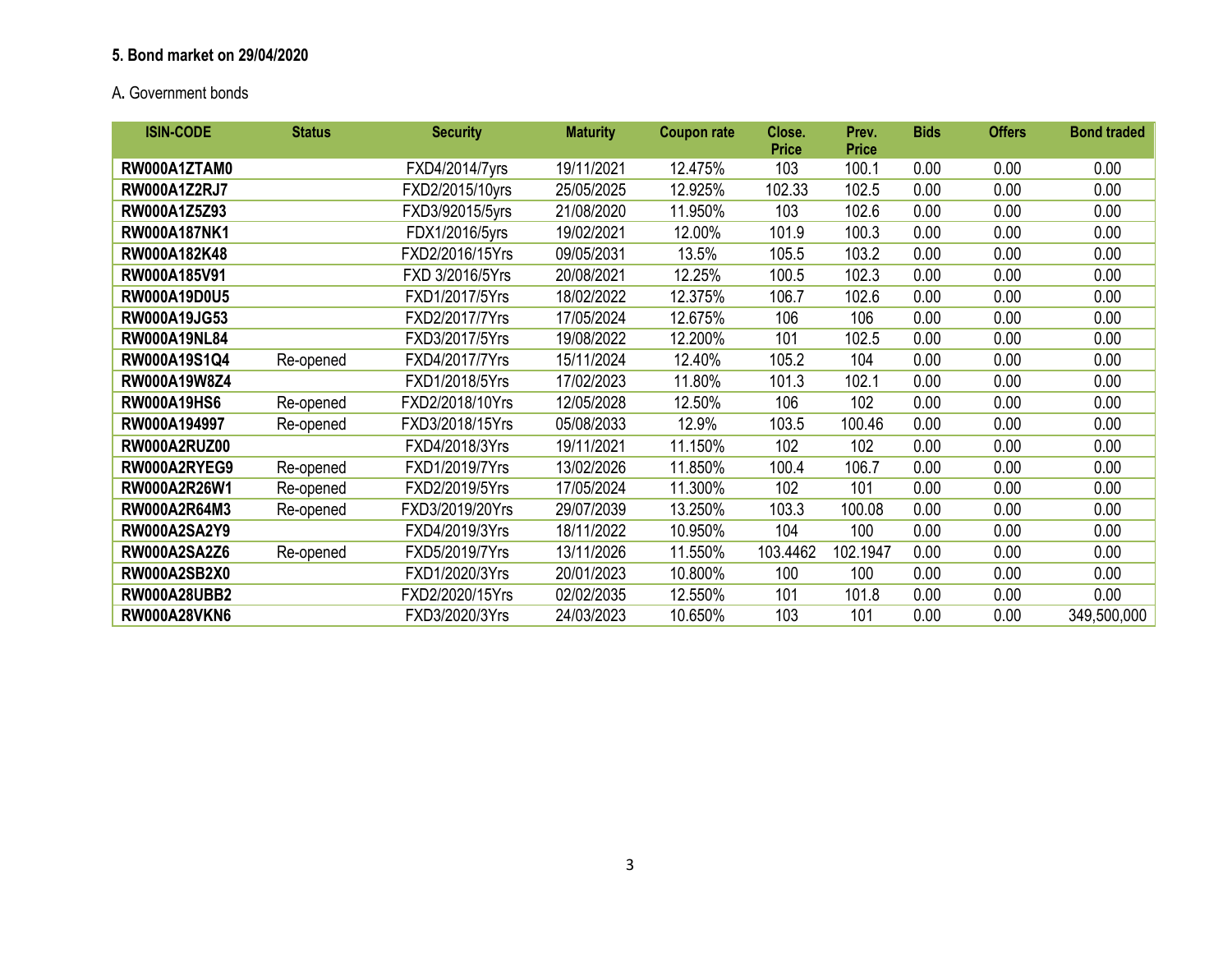### 5. Bond market on 29/04/2020

A. Government bonds

| ISIN-CODE | Status | Security | Maturity | Coupon rate | Close. Price | Prev. Price | Bids | Offers | Bond traded |
|---|---|---|---|---|---|---|---|---|---|
| **RW000A1ZTAM0** | | FXD4/2014/7yrs | 19/11/2021 | 12.475% | 103 | 100.1 | 0.00 | 0.00 | 0.00 |
| **RW000A1Z2RJ7** | | FXD2/2015/10yrs | 25/05/2025 | 12.925% | 102.33 | 102.5 | 0.00 | 0.00 | 0.00 |
| **RW000A1Z5Z93** | | FXD3/92015/5yrs | 21/08/2020 | 11.950% | 103 | 102.6 | 0.00 | 0.00 | 0.00 |
| **RW000A187NK1** | | FDX1/2016/5yrs | 19/02/2021 | 12.00% | 101.9 | 100.3 | 0.00 | 0.00 | 0.00 |
| **RW000A182K48** | | FXD2/2016/15Yrs | 09/05/2031 | 13.5% | 105.5 | 103.2 | 0.00 | 0.00 | 0.00 |
| **RW000A185V91** | | FXD 3/2016/5Yrs | 20/08/2021 | 12.25% | 100.5 | 102.3 | 0.00 | 0.00 | 0.00 |
| **RW000A19D0U5** | | FXD1/2017/5Yrs | 18/02/2022 | 12.375% | 106.7 | 102.6 | 0.00 | 0.00 | 0.00 |
| **RW000A19JG53** | | FXD2/2017/7Yrs | 17/05/2024 | 12.675% | 106 | 106 | 0.00 | 0.00 | 0.00 |
| **RW000A19NL84** | | FXD3/2017/5Yrs | 19/08/2022 | 12.200% | 101 | 102.5 | 0.00 | 0.00 | 0.00 |
| **RW000A19S1Q4** | Re-opened | FXD4/2017/7Yrs | 15/11/2024 | 12.40% | 105.2 | 104 | 0.00 | 0.00 | 0.00 |
| **RW000A19W8Z4** | | FXD1/2018/5Yrs | 17/02/2023 | 11.80% | 101.3 | 102.1 | 0.00 | 0.00 | 0.00 |
| **RW000A19HS6** | Re-opened | FXD2/2018/10Yrs | 12/05/2028 | 12.50% | 106 | 102 | 0.00 | 0.00 | 0.00 |
| **RW000A194997** | Re-opened | FXD3/2018/15Yrs | 05/08/2033 | 12.9% | 103.5 | 100.46 | 0.00 | 0.00 | 0.00 |
| **RW000A2RUZ00** | | FXD4/2018/3Yrs | 19/11/2021 | 11.150% | 102 | 102 | 0.00 | 0.00 | 0.00 |
| **RW000A2RYEG9** | Re-opened | FXD1/2019/7Yrs | 13/02/2026 | 11.850% | 100.4 | 106.7 | 0.00 | 0.00 | 0.00 |
| **RW000A2R26W1** | Re-opened | FXD2/2019/5Yrs | 17/05/2024 | 11.300% | 102 | 101 | 0.00 | 0.00 | 0.00 |
| **RW000A2R64M3** | Re-opened | FXD3/2019/20Yrs | 29/07/2039 | 13.250% | 103.3 | 100.08 | 0.00 | 0.00 | 0.00 |
| **RW000A2SA2Y9** | | FXD4/2019/3Yrs | 18/11/2022 | 10.950% | 104 | 100 | 0.00 | 0.00 | 0.00 |
| **RW000A2SA2Z6** | Re-opened | FXD5/2019/7Yrs | 13/11/2026 | 11.550% | 103.4462 | 102.1947 | 0.00 | 0.00 | 0.00 |
| **RW000A2SB2X0** | | FXD1/2020/3Yrs | 20/01/2023 | 10.800% | 100 | 100 | 0.00 | 0.00 | 0.00 |
| **RW000A28UBB2** | | FXD2/2020/15Yrs | 02/02/2035 | 12.550% | 101 | 101.8 | 0.00 | 0.00 | 0.00 |
| **RW000A28VKN6** | | FXD3/2020/3Yrs | 24/03/2023 | 10.650% | 103 | 101 | 0.00 | 0.00 | 349,500,000 |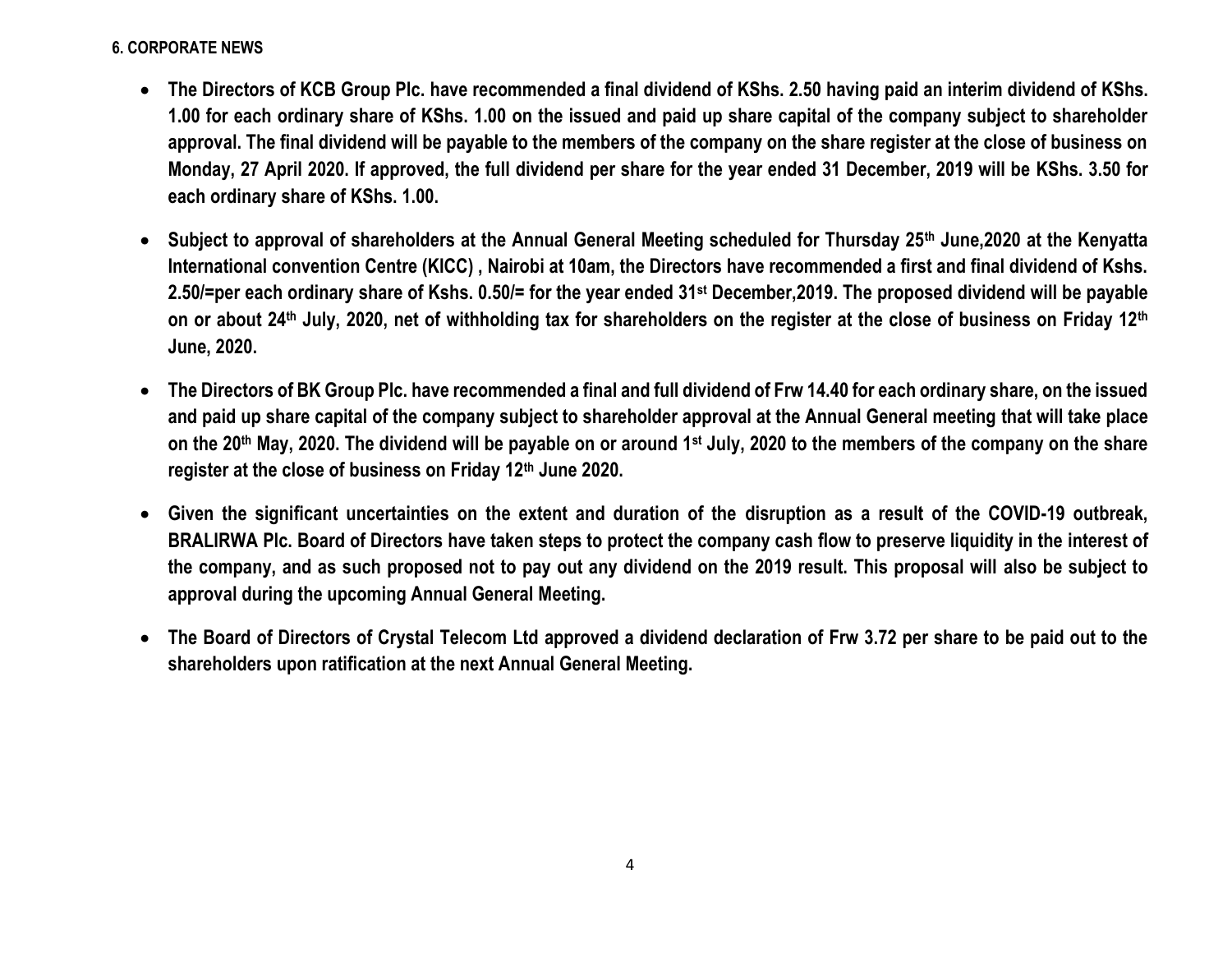#### 6. CORPORATE NEWS

- **The Directors of KCB Group Plc. have recommended a final dividend of KShs. 2.50 having paid an interim dividend of KShs. 1.00 for each ordinary share of KShs. 1.00 on the issued and paid up share capital of the company subject to shareholder approval. The final dividend will be payable to the members of the company on the share register at the close of business on Monday, 27 April 2020. If approved, the full dividend per share for the year ended 31 December, 2019 will be KShs. 3.50 for each ordinary share of KShs. 1.00.**

- **Subject to approval of shareholders at the Annual General Meeting scheduled for Thursday 25th June,2020 at the Kenyatta International convention Centre (KICC) , Nairobi at 10am, the Directors have recommended a first and final dividend of Kshs. 2.50/=per each ordinary share of Kshs. 0.50/= for the year ended 31st December,2019. The proposed dividend will be payable on or about 24th July, 2020, net of withholding tax for shareholders on the register at the close of business on Friday 12th June, 2020.**

- **The Directors of BK Group Plc. have recommended a final and full dividend of Frw 14.40 for each ordinary share, on the issued and paid up share capital of the company subject to shareholder approval at the Annual General meeting that will take place on the 20th May, 2020. The dividend will be payable on or around 1st July, 2020 to the members of the company on the share register at the close of business on Friday 12th June 2020.**

- **Given the significant uncertainties on the extent and duration of the disruption as a result of the COVID-19 outbreak, BRALIRWA Plc. Board of Directors have taken steps to protect the company cash flow to preserve liquidity in the interest of the company, and as such proposed not to pay out any dividend on the 2019 result. This proposal will also be subject to approval during the upcoming Annual General Meeting.**

- **The Board of Directors of Crystal Telecom Ltd approved a dividend declaration of Frw 3.72 per share to be paid out to the shareholders upon ratification at the next Annual General Meeting.**